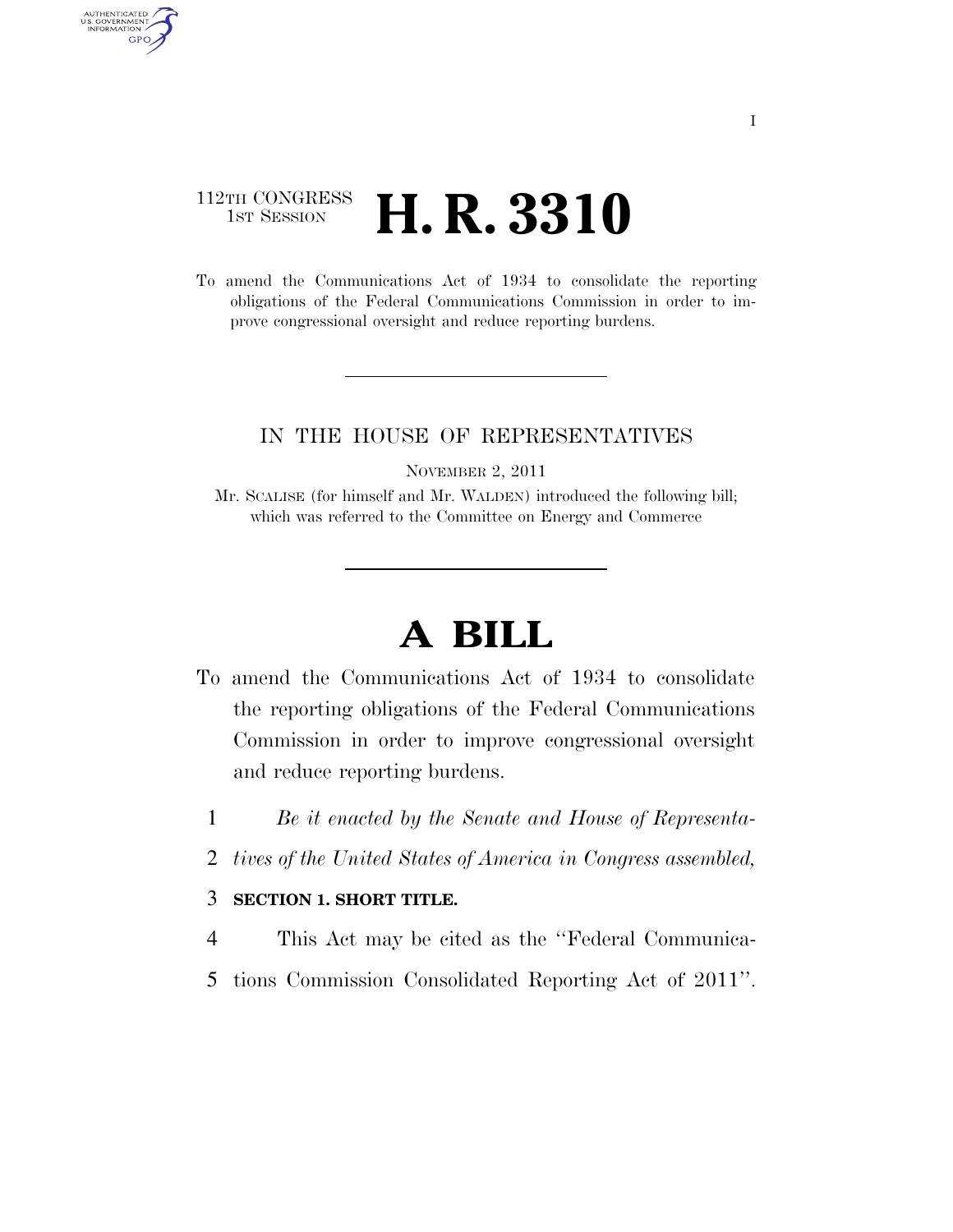112TH CONGRESS
1ST SESSION

# H. R. 3310

To amend the Communications Act of 1934 to consolidate the reporting obligations of the Federal Communications Commission in order to improve congressional oversight and reduce reporting burdens.

IN THE HOUSE OF REPRESENTATIVES

NOVEMBER 2, 2011

Mr. SCALISE (for himself and Mr. WALDEN) introduced the following bill; which was referred to the Committee on Energy and Commerce

# A BILL

To amend the Communications Act of 1934 to consolidate the reporting obligations of the Federal Communications Commission in order to improve congressional oversight and reduce reporting burdens.

*Be it enacted by the Senate and House of Representatives of the United States of America in Congress assembled,*

**SECTION 1. SHORT TITLE.**

This Act may be cited as the ''Federal Communications Commission Consolidated Reporting Act of 2011''.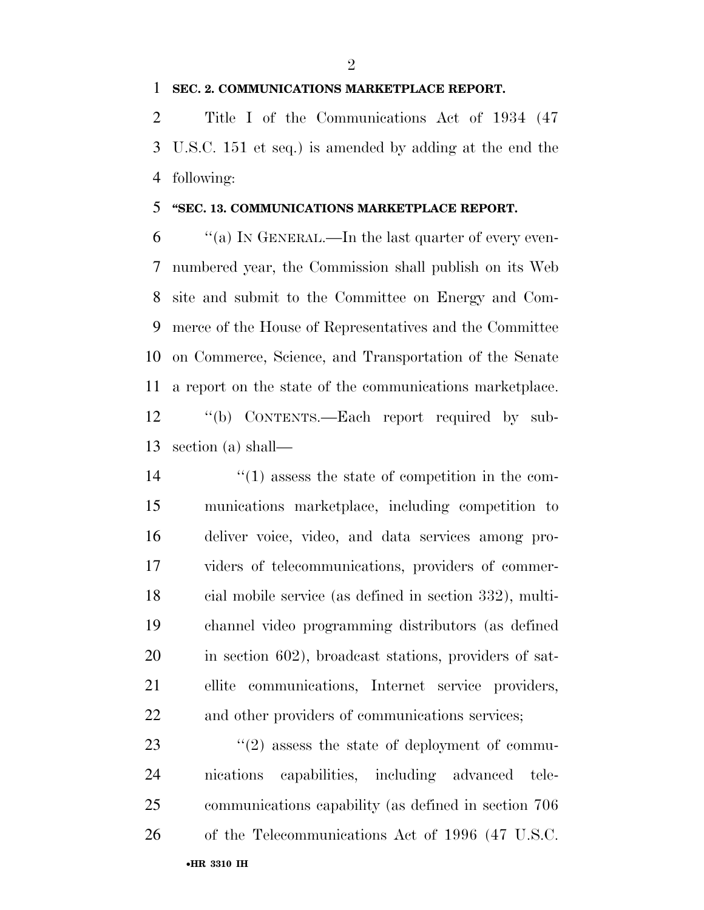**SEC. 2. COMMUNICATIONS MARKETPLACE REPORT.**

Title I of the Communications Act of 1934 (47 U.S.C. 151 et seq.) is amended by adding at the end the following:

**"SEC. 13. COMMUNICATIONS MARKETPLACE REPORT.**

"(a) IN GENERAL.—In the last quarter of every even-numbered year, the Commission shall publish on its Web site and submit to the Committee on Energy and Commerce of the House of Representatives and the Committee on Commerce, Science, and Transportation of the Senate a report on the state of the communications marketplace.

"(b) CONTENTS.—Each report required by subsection (a) shall—

"(1) assess the state of competition in the communications marketplace, including competition to deliver voice, video, and data services among providers of telecommunications, providers of commercial mobile service (as defined in section 332), multichannel video programming distributors (as defined in section 602), broadcast stations, providers of satellite communications, Internet service providers, and other providers of communications services;

"(2) assess the state of deployment of communications capabilities, including advanced telecommunications capability (as defined in section 706 of the Telecommunications Act of 1996 (47 U.S.C.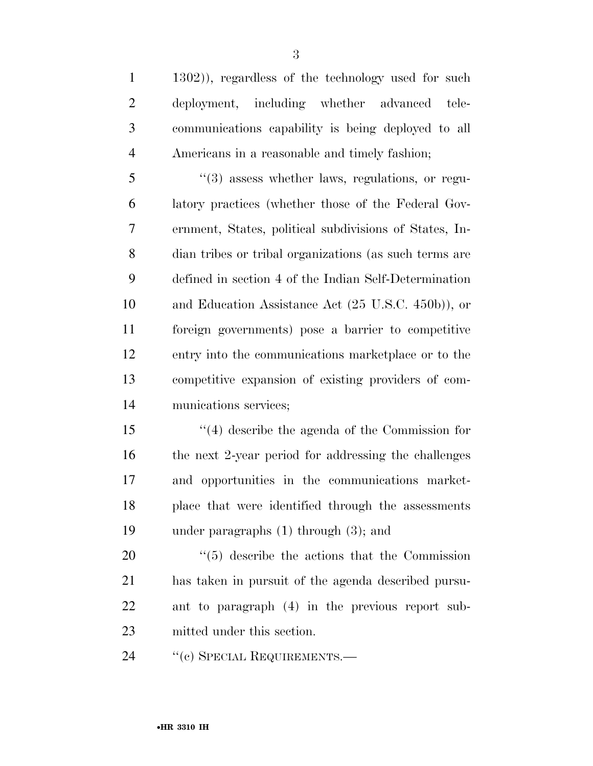1302)), regardless of the technology used for such deployment, including whether advanced telecommunications capability is being deployed to all Americans in a reasonable and timely fashion;

''(3) assess whether laws, regulations, or regulatory practices (whether those of the Federal Government, States, political subdivisions of States, Indian tribes or tribal organizations (as such terms are defined in section 4 of the Indian Self-Determination and Education Assistance Act (25 U.S.C. 450b)), or foreign governments) pose a barrier to competitive entry into the communications marketplace or to the competitive expansion of existing providers of communications services;

''(4) describe the agenda of the Commission for the next 2-year period for addressing the challenges and opportunities in the communications marketplace that were identified through the assessments under paragraphs (1) through (3); and

''(5) describe the actions that the Commission has taken in pursuit of the agenda described pursuant to paragraph (4) in the previous report submitted under this section.

''(c) SPECIAL REQUIREMENTS.—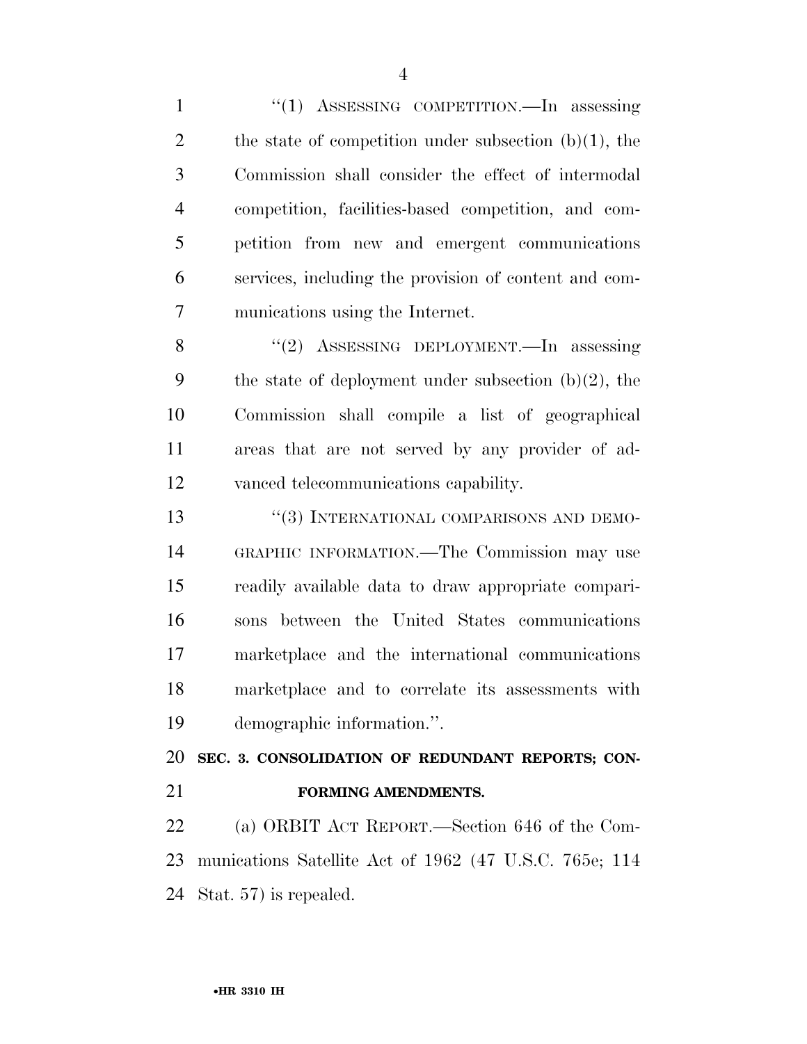"(1) ASSESSING COMPETITION.—In assessing the state of competition under subsection (b)(1), the Commission shall consider the effect of intermodal competition, facilities-based competition, and competition from new and emergent communications services, including the provision of content and communications using the Internet.

"(2) ASSESSING DEPLOYMENT.—In assessing the state of deployment under subsection (b)(2), the Commission shall compile a list of geographical areas that are not served by any provider of advanced telecommunications capability.

"(3) INTERNATIONAL COMPARISONS AND DEMOGRAPHIC INFORMATION.—The Commission may use readily available data to draw appropriate comparisons between the United States communications marketplace and the international communications marketplace and to correlate its assessments with demographic information.".

**SEC. 3. CONSOLIDATION OF REDUNDANT REPORTS; CONFORMING AMENDMENTS.**

(a) ORBIT ACT REPORT.—Section 646 of the Communications Satellite Act of 1962 (47 U.S.C. 765e; 114 Stat. 57) is repealed.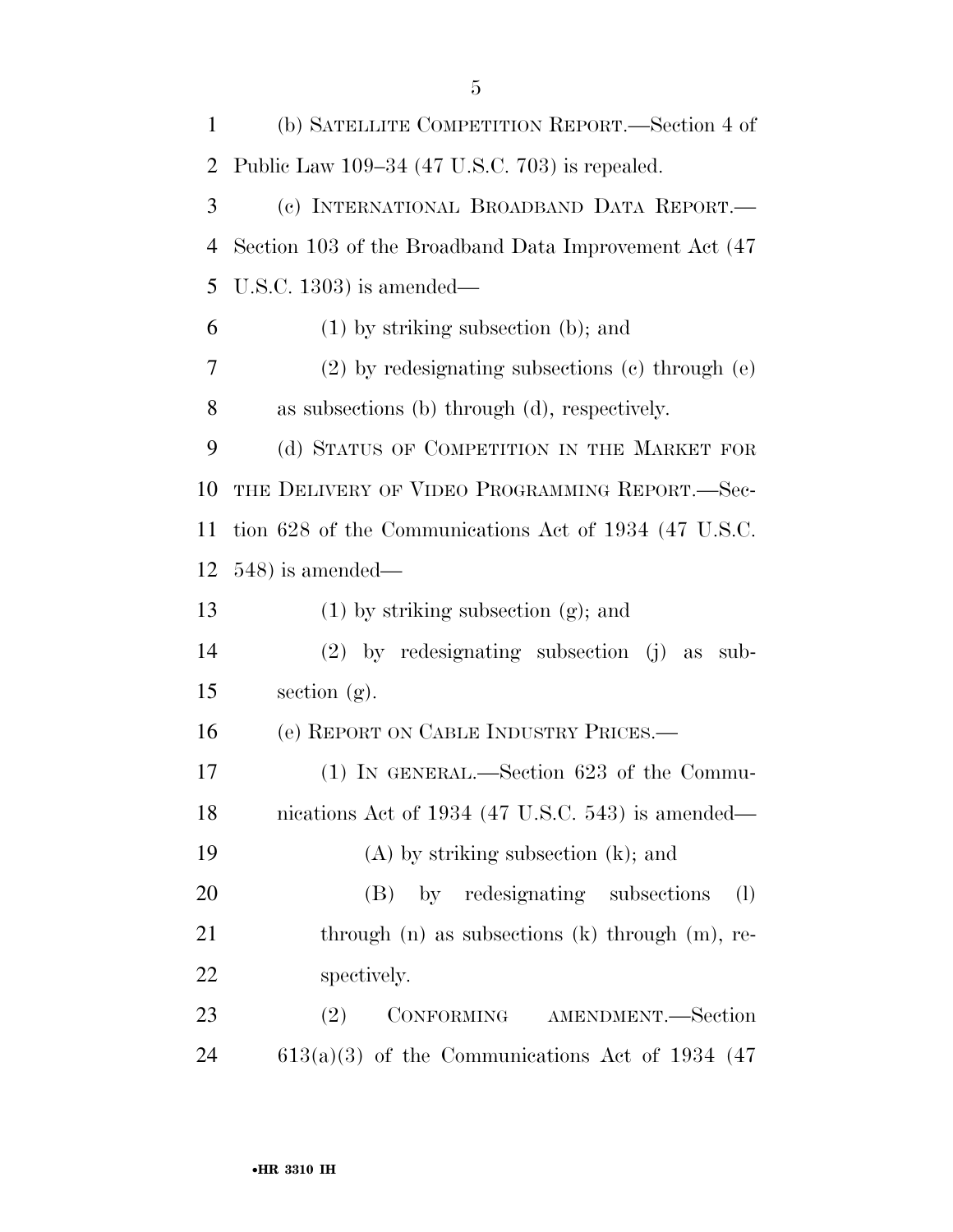(b) SATELLITE COMPETITION REPORT.—Section 4 of Public Law 109–34 (47 U.S.C. 703) is repealed.

(c) INTERNATIONAL BROADBAND DATA REPORT.—Section 103 of the Broadband Data Improvement Act (47 U.S.C. 1303) is amended—

(1) by striking subsection (b); and

(2) by redesignating subsections (c) through (e) as subsections (b) through (d), respectively.

(d) STATUS OF COMPETITION IN THE MARKET FOR THE DELIVERY OF VIDEO PROGRAMMING REPORT.—Section 628 of the Communications Act of 1934 (47 U.S.C. 548) is amended—

(1) by striking subsection (g); and

(2) by redesignating subsection (j) as subsection (g).

(e) REPORT ON CABLE INDUSTRY PRICES.—

(1) IN GENERAL.—Section 623 of the Communications Act of 1934 (47 U.S.C. 543) is amended—

(A) by striking subsection (k); and

(B) by redesignating subsections (l) through (n) as subsections (k) through (m), respectively.

(2) CONFORMING AMENDMENT.—Section 613(a)(3) of the Communications Act of 1934 (47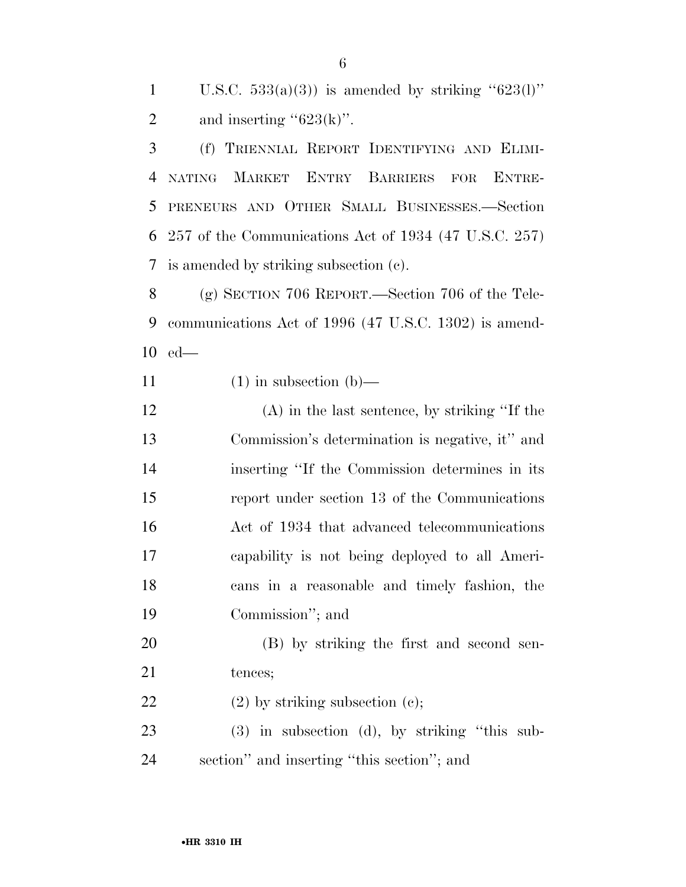U.S.C. 533(a)(3)) is amended by striking "623(l)" and inserting "623(k)".

(f) TRIENNIAL REPORT IDENTIFYING AND ELIMINATING MARKET ENTRY BARRIERS FOR ENTREPRENEURS AND OTHER SMALL BUSINESSES.—Section 257 of the Communications Act of 1934 (47 U.S.C. 257) is amended by striking subsection (c).

(g) SECTION 706 REPORT.—Section 706 of the Telecommunications Act of 1996 (47 U.S.C. 1302) is amended—

(1) in subsection (b)—

(A) in the last sentence, by striking "If the Commission's determination is negative, it" and inserting "If the Commission determines in its report under section 13 of the Communications Act of 1934 that advanced telecommunications capability is not being deployed to all Americans in a reasonable and timely fashion, the Commission"; and

(B) by striking the first and second sentences;

(2) by striking subsection (c);

(3) in subsection (d), by striking "this subsection" and inserting "this section"; and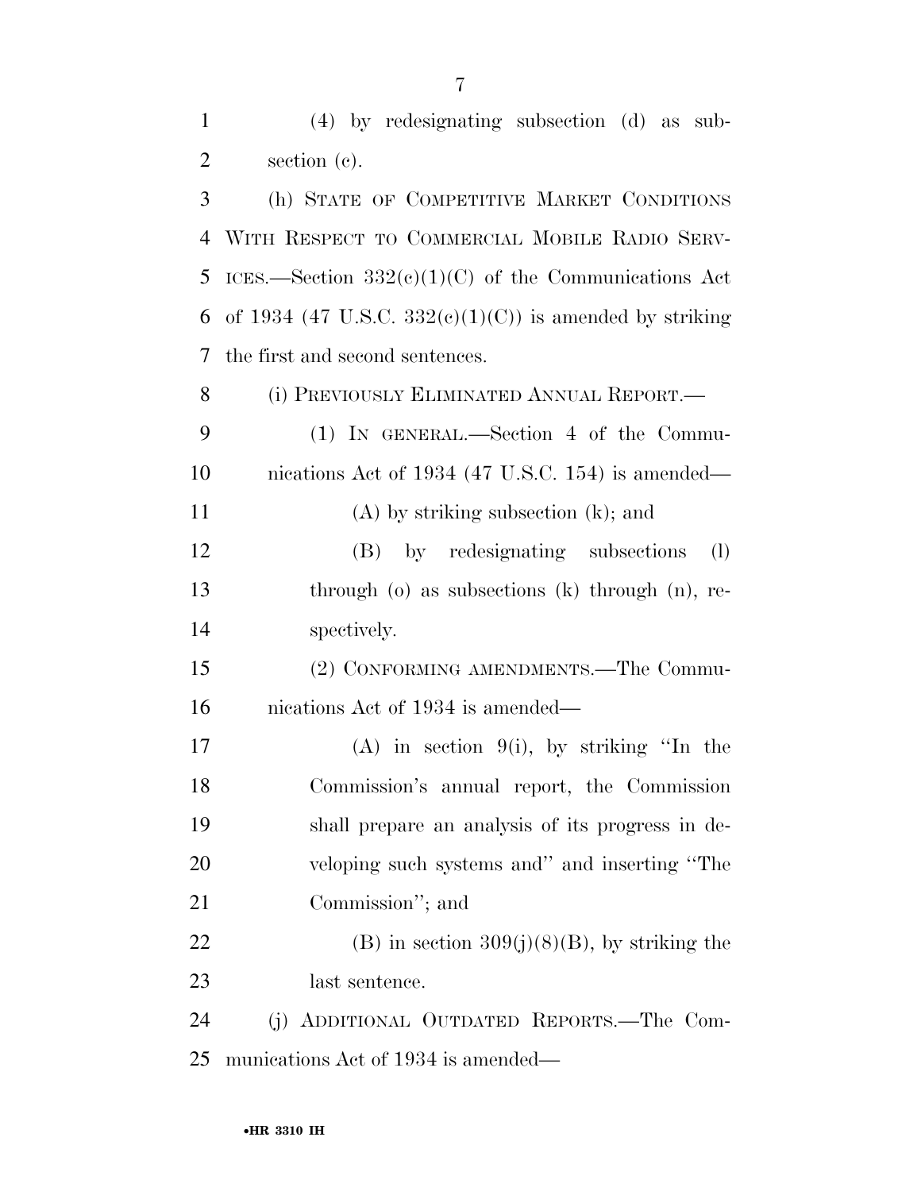(4) by redesignating subsection (d) as subsection (c).

(h) STATE OF COMPETITIVE MARKET CONDITIONS WITH RESPECT TO COMMERCIAL MOBILE RADIO SERVICES.—Section 332(c)(1)(C) of the Communications Act of 1934 (47 U.S.C. 332(c)(1)(C)) is amended by striking the first and second sentences.

(i) PREVIOUSLY ELIMINATED ANNUAL REPORT.—

(1) IN GENERAL.—Section 4 of the Communications Act of 1934 (47 U.S.C. 154) is amended—

(A) by striking subsection (k); and

(B) by redesignating subsections (l) through (o) as subsections (k) through (n), respectively.

(2) CONFORMING AMENDMENTS.—The Communications Act of 1934 is amended—

(A) in section 9(i), by striking ''In the Commission's annual report, the Commission shall prepare an analysis of its progress in developing such systems and'' and inserting ''The Commission''; and

(B) in section 309(j)(8)(B), by striking the last sentence.

(j) ADDITIONAL OUTDATED REPORTS.—The Communications Act of 1934 is amended—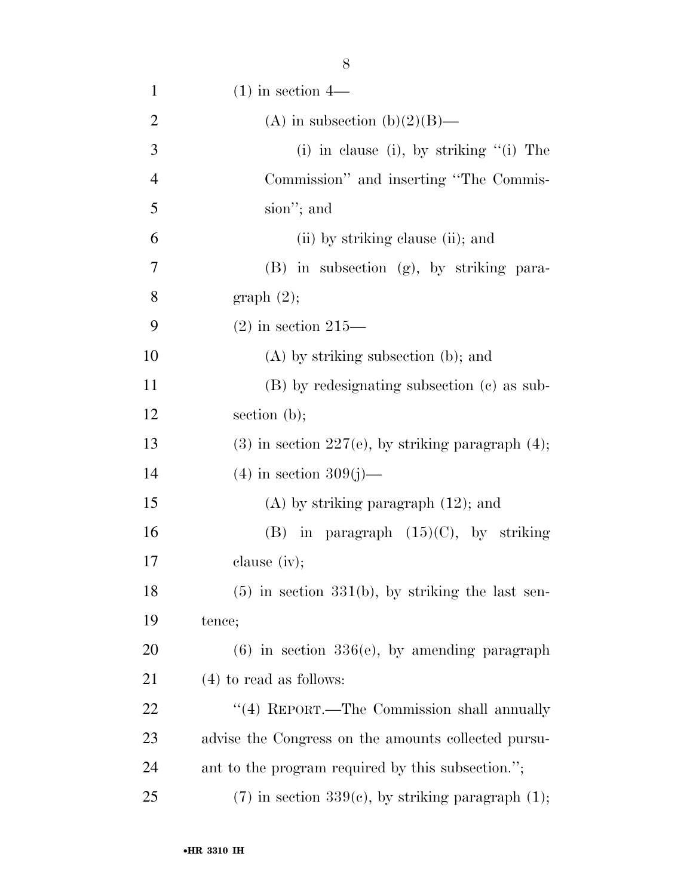(1) in section 4—

(A) in subsection (b)(2)(B)—

(i) in clause (i), by striking "(i) The Commission" and inserting "The Commission"; and

(ii) by striking clause (ii); and

(B) in subsection (g), by striking paragraph (2);

(2) in section 215—

(A) by striking subsection (b); and

(B) by redesignating subsection (c) as subsection (b);

(3) in section 227(e), by striking paragraph (4);

(4) in section 309(j)—

(A) by striking paragraph (12); and

(B) in paragraph (15)(C), by striking clause (iv);

(5) in section 331(b), by striking the last sentence;

(6) in section 336(e), by amending paragraph (4) to read as follows:

"(4) REPORT.—The Commission shall annually advise the Congress on the amounts collected pursuant to the program required by this subsection.";

(7) in section 339(c), by striking paragraph (1);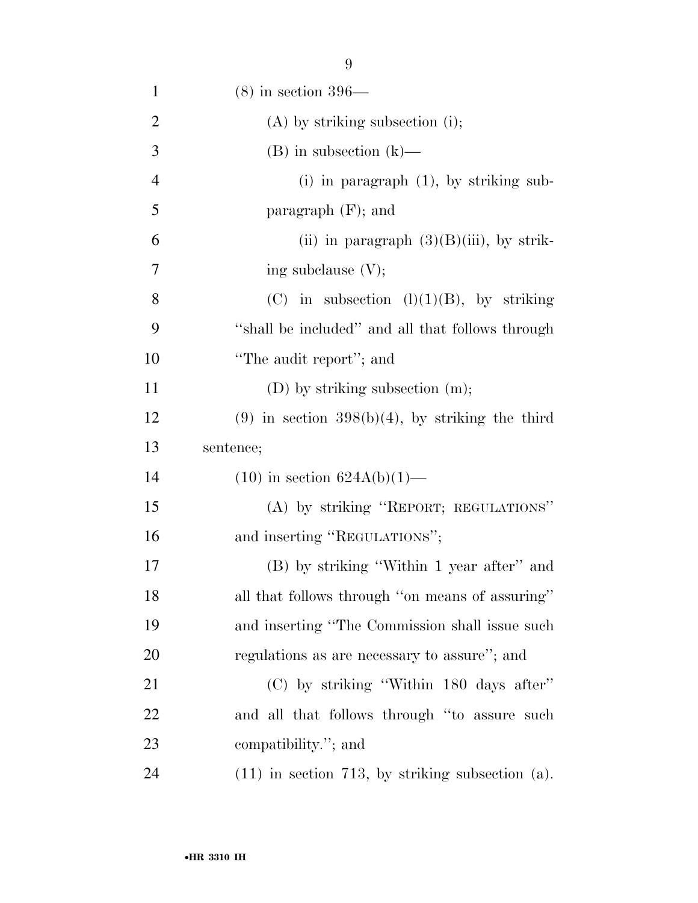(8) in section 396—

(A) by striking subsection (i);

(B) in subsection (k)—

(i) in paragraph (1), by striking subparagraph (F); and

(ii) in paragraph (3)(B)(iii), by striking subclause (V);

(C) in subsection (l)(1)(B), by striking "shall be included" and all that follows through "The audit report"; and

(D) by striking subsection (m);

(9) in section 398(b)(4), by striking the third sentence;

(10) in section 624A(b)(1)—

(A) by striking "REPORT; REGULATIONS" and inserting "REGULATIONS";

(B) by striking "Within 1 year after" and all that follows through "on means of assuring" and inserting "The Commission shall issue such regulations as are necessary to assure"; and

(C) by striking "Within 180 days after" and all that follows through "to assure such compatibility."; and

(11) in section 713, by striking subsection (a).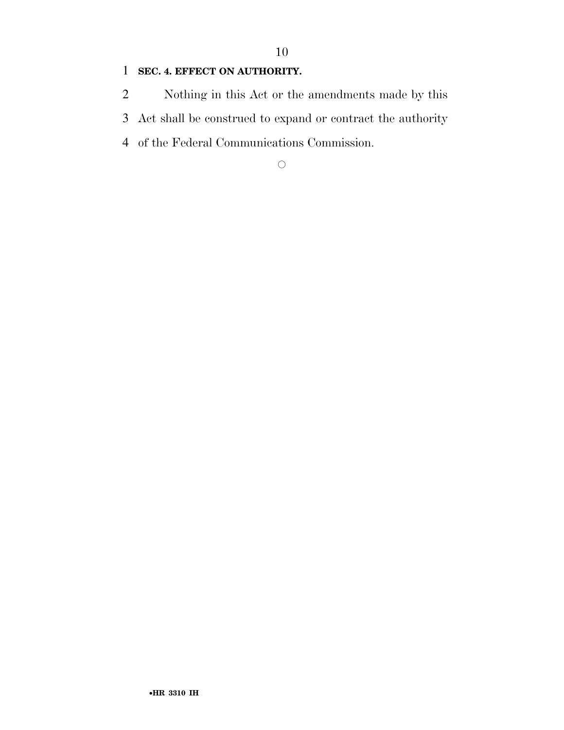**SEC. 4. EFFECT ON AUTHORITY.**

Nothing in this Act or the amendments made by this Act shall be construed to expand or contract the authority of the Federal Communications Commission.